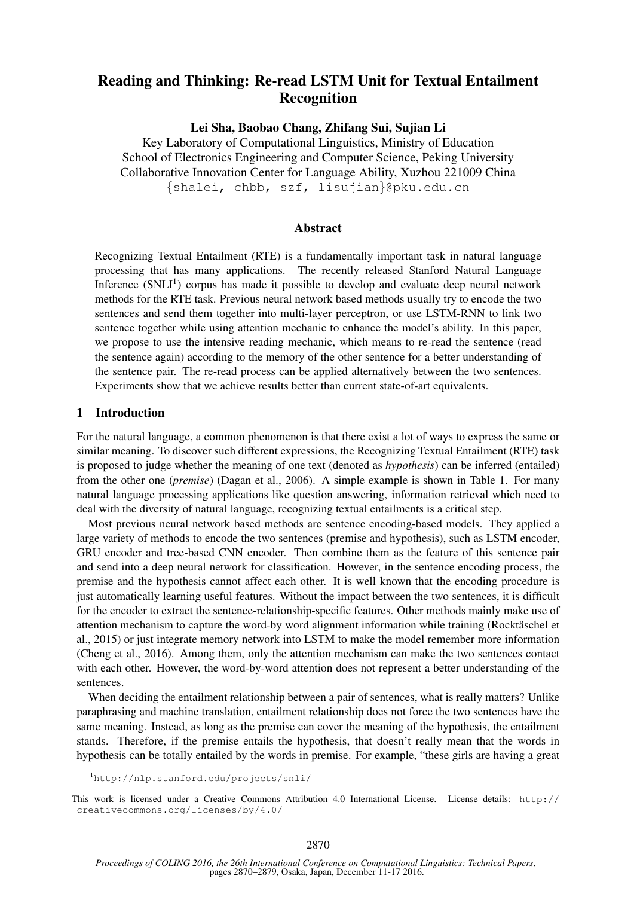# Reading and Thinking: Re-read LSTM Unit for Textual Entailment Recognition

**Lei Sha, Baobao Chang, Zhifang Sui, Sujian Li**

Key Laboratory of Computational Linguistics, Ministry of Education
School of Electronics Engineering and Computer Science, Peking University
Collaborative Innovation Center for Language Ability, Xuzhou 221009 China
{shalei, chbb, szf, lisujian}@pku.edu.cn

## Abstract

Recognizing Textual Entailment (RTE) is a fundamentally important task in natural language processing that has many applications. The recently released Stanford Natural Language Inference (SNLI[1]) corpus has made it possible to develop and evaluate deep neural network methods for the RTE task. Previous neural network based methods usually try to encode the two sentences and send them together into multi-layer perceptron, or use LSTM-RNN to link two sentence together while using attention mechanic to enhance the model's ability. In this paper, we propose to use the intensive reading mechanic, which means to re-read the sentence (read the sentence again) according to the memory of the other sentence for a better understanding of the sentence pair. The re-read process can be applied alternatively between the two sentences. Experiments show that we achieve results better than current state-of-art equivalents.

## 1 Introduction

For the natural language, a common phenomenon is that there exist a lot of ways to express the same or similar meaning. To discover such different expressions, the Recognizing Textual Entailment (RTE) task is proposed to judge whether the meaning of one text (denoted as *hypothesis*) can be inferred (entailed) from the other one (*premise*) (Dagan et al., 2006). A simple example is shown in Table 1. For many natural language processing applications like question answering, information retrieval which need to deal with the diversity of natural language, recognizing textual entailments is a critical step.

Most previous neural network based methods are sentence encoding-based models. They applied a large variety of methods to encode the two sentences (premise and hypothesis), such as LSTM encoder, GRU encoder and tree-based CNN encoder. Then combine them as the feature of this sentence pair and send into a deep neural network for classification. However, in the sentence encoding process, the premise and the hypothesis cannot affect each other. It is well known that the encoding procedure is just automatically learning useful features. Without the impact between the two sentences, it is difficult for the encoder to extract the sentence-relationship-specific features. Other methods mainly make use of attention mechanism to capture the word-by word alignment information while training (Rocktäschel et al., 2015) or just integrate memory network into LSTM to make the model remember more information (Cheng et al., 2016). Among them, only the attention mechanism can make the two sentences contact with each other. However, the word-by-word attention does not represent a better understanding of the sentences.

When deciding the entailment relationship between a pair of sentences, what is really matters? Unlike paraphrasing and machine translation, entailment relationship does not force the two sentences have the same meaning. Instead, as long as the premise can cover the meaning of the hypothesis, the entailment stands. Therefore, if the premise entails the hypothesis, that doesn't really mean that the words in hypothesis can be totally entailed by the words in premise. For example, "these girls are having a great

[1] http://nlp.stanford.edu/projects/snli/

This work is licensed under a Creative Commons Attribution 4.0 International License. License details: http://creativecommons.org/licenses/by/4.0/

*Proceedings of COLING 2016, the 26th International Conference on Computational Linguistics: Technical Papers*, pages 2870–2879, Osaka, Japan, December 11-17 2016.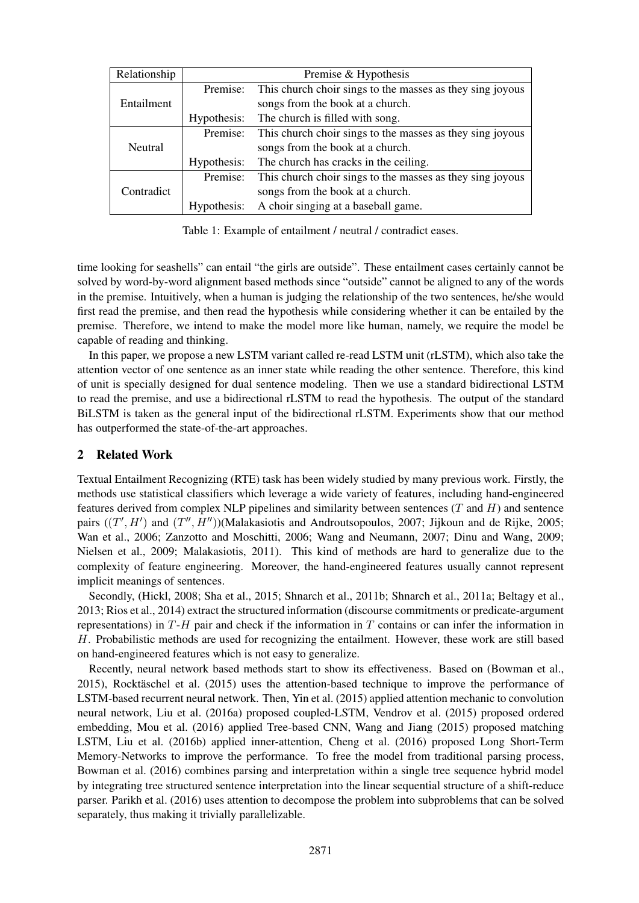| Relationship | Premise & Hypothesis | |
|---|---|---|
| Entailment | Premise: | This church choir sings to the masses as they sing joyous songs from the book at a church. |
| | Hypothesis: | The church is filled with song. |
| Neutral | Premise: | This church choir sings to the masses as they sing joyous songs from the book at a church. |
| | Hypothesis: | The church has cracks in the ceiling. |
| Contradict | Premise: | This church choir sings to the masses as they sing joyous songs from the book at a church. |
| | Hypothesis: | A choir singing at a baseball game. |

Table 1: Example of entailment / neutral / contradict eases.

time looking for seashells" can entail "the girls are outside". These entailment cases certainly cannot be solved by word-by-word alignment based methods since "outside" cannot be aligned to any of the words in the premise. Intuitively, when a human is judging the relationship of the two sentences, he/she would first read the premise, and then read the hypothesis while considering whether it can be entailed by the premise. Therefore, we intend to make the model more like human, namely, we require the model be capable of reading and thinking.

In this paper, we propose a new LSTM variant called re-read LSTM unit (rLSTM), which also take the attention vector of one sentence as an inner state while reading the other sentence. Therefore, this kind of unit is specially designed for dual sentence modeling. Then we use a standard bidirectional LSTM to read the premise, and use a bidirectional rLSTM to read the hypothesis. The output of the standard BiLSTM is taken as the general input of the bidirectional rLSTM. Experiments show that our method has outperformed the state-of-the-art approaches.

## 2 Related Work

Textual Entailment Recognizing (RTE) task has been widely studied by many previous work. Firstly, the methods use statistical classifiers which leverage a wide variety of features, including hand-engineered features derived from complex NLP pipelines and similarity between sentences ($T$ and $H$) and sentence pairs (($T'$, $H'$) and ($T''$, $H''$))(Malakasiotis and Androutsopoulos, 2007; Jijkoun and de Rijke, 2005; Wan et al., 2006; Zanzotto and Moschitti, 2006; Wang and Neumann, 2007; Dinu and Wang, 2009; Nielsen et al., 2009; Malakasiotis, 2011). This kind of methods are hard to generalize due to the complexity of feature engineering. Moreover, the hand-engineered features usually cannot represent implicit meanings of sentences.

Secondly, (Hickl, 2008; Sha et al., 2015; Shnarch et al., 2011b; Shnarch et al., 2011a; Beltagy et al., 2013; Rios et al., 2014) extract the structured information (discourse commitments or predicate-argument representations) in $T$-$H$ pair and check if the information in $T$ contains or can infer the information in $H$. Probabilistic methods are used for recognizing the entailment. However, these work are still based on hand-engineered features which is not easy to generalize.

Recently, neural network based methods start to show its effectiveness. Based on (Bowman et al., 2015), Rocktäschel et al. (2015) uses the attention-based technique to improve the performance of LSTM-based recurrent neural network. Then, Yin et al. (2015) applied attention mechanic to convolution neural network, Liu et al. (2016a) proposed coupled-LSTM, Vendrov et al. (2015) proposed ordered embedding, Mou et al. (2016) applied Tree-based CNN, Wang and Jiang (2015) proposed matching LSTM, Liu et al. (2016b) applied inner-attention, Cheng et al. (2016) proposed Long Short-Term Memory-Networks to improve the performance. To free the model from traditional parsing process, Bowman et al. (2016) combines parsing and interpretation within a single tree sequence hybrid model by integrating tree structured sentence interpretation into the linear sequential structure of a shift-reduce parser. Parikh et al. (2016) uses attention to decompose the problem into subproblems that can be solved separately, thus making it trivially parallelizable.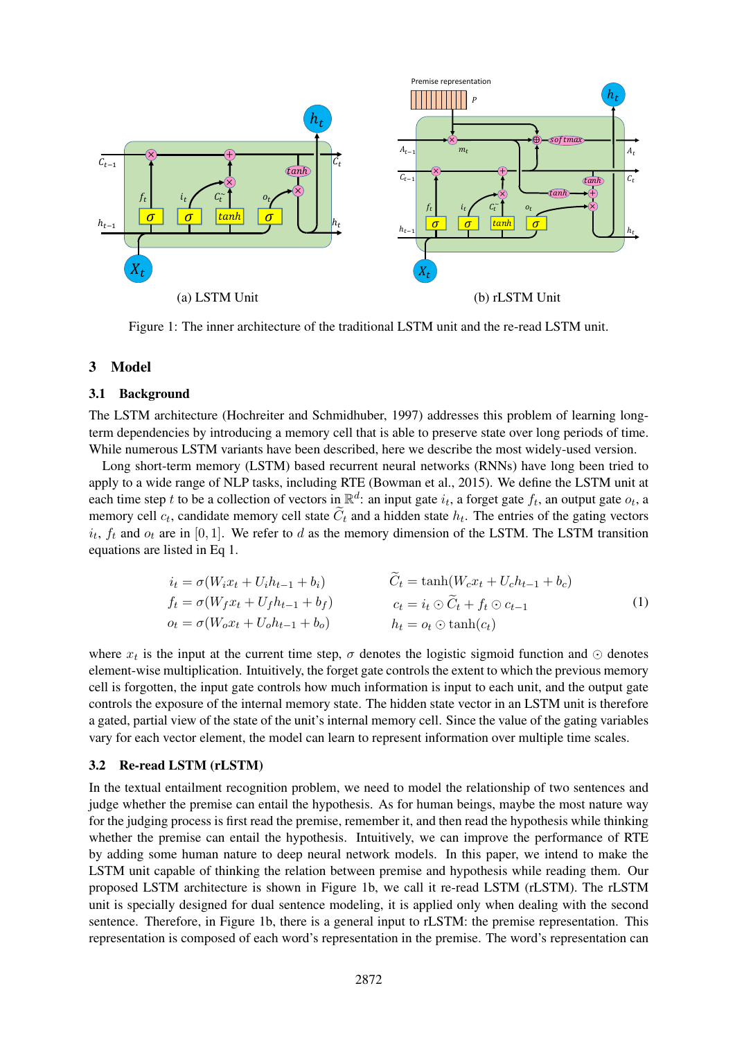(a) LSTM Unit

(b) rLSTM Unit

Figure 1: The inner architecture of the traditional LSTM unit and the re-read LSTM unit.

## 3 Model

### 3.1 Background

The LSTM architecture (Hochreiter and Schmidhuber, 1997) addresses this problem of learning long-term dependencies by introducing a memory cell that is able to preserve state over long periods of time. While numerous LSTM variants have been described, here we describe the most widely-used version.

Long short-term memory (LSTM) based recurrent neural networks (RNNs) have long been tried to apply to a wide range of NLP tasks, including RTE (Bowman et al., 2015). We define the LSTM unit at each time step $t$ to be a collection of vectors in $\mathbb{R}^d$: an input gate $i_t$, a forget gate $f_t$, an output gate $o_t$, a memory cell $c_t$, candidate memory cell state $\widetilde{C}_t$ and a hidden state $h_t$. The entries of the gating vectors $i_t$, $f_t$ and $o_t$ are in $[0, 1]$. We refer to $d$ as the memory dimension of the LSTM. The LSTM transition equations are listed in Eq 1.

$$
\begin{aligned}
i_t &= \sigma(W_i x_t + U_i h_{t-1} + b_i) & \widetilde{C}_t &= \tanh(W_c x_t + U_c h_{t-1} + b_c) \\
f_t &= \sigma(W_f x_t + U_f h_{t-1} + b_f) & c_t &= i_t \odot \widetilde{C}_t + f_t \odot c_{t-1} \\
o_t &= \sigma(W_o x_t + U_o h_{t-1} + b_o) & h_t &= o_t \odot \tanh(c_t)
\end{aligned}
\tag{1}
$$

where $x_t$ is the input at the current time step, $\sigma$ denotes the logistic sigmoid function and $\odot$ denotes element-wise multiplication. Intuitively, the forget gate controls the extent to which the previous memory cell is forgotten, the input gate controls how much information is input to each unit, and the output gate controls the exposure of the internal memory state. The hidden state vector in an LSTM unit is therefore a gated, partial view of the state of the unit's internal memory cell. Since the value of the gating variables vary for each vector element, the model can learn to represent information over multiple time scales.

### 3.2 Re-read LSTM (rLSTM)

In the textual entailment recognition problem, we need to model the relationship of two sentences and judge whether the premise can entail the hypothesis. As for human beings, maybe the most nature way for the judging process is first read the premise, remember it, and then read the hypothesis while thinking whether the premise can entail the hypothesis. Intuitively, we can improve the performance of RTE by adding some human nature to deep neural network models. In this paper, we intend to make the LSTM unit capable of thinking the relation between premise and hypothesis while reading them. Our proposed LSTM architecture is shown in Figure 1b, we call it re-read LSTM (rLSTM). The rLSTM unit is specially designed for dual sentence modeling, it is applied only when dealing with the second sentence. Therefore, in Figure 1b, there is a general input to rLSTM: the premise representation. This representation is composed of each word's representation in the premise. The word's representation can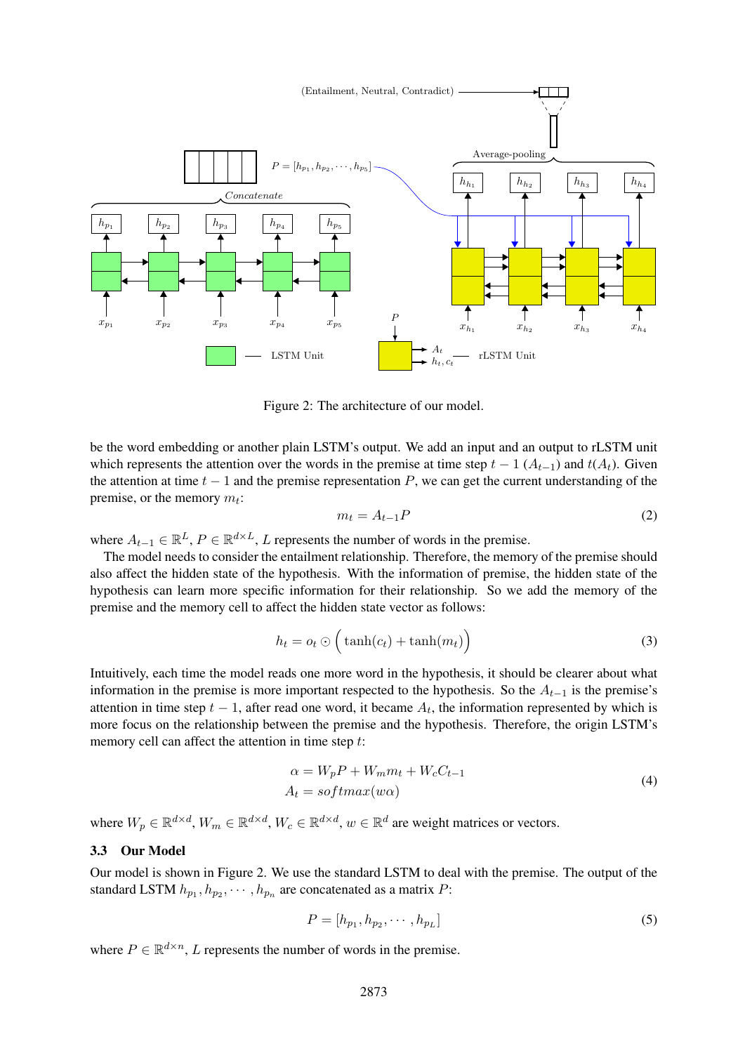Figure 2: The architecture of our model.

be the word embedding or another plain LSTM's output. We add an input and an output to rLSTM unit which represents the attention over the words in the premise at time step $t-1$ ($A_{t-1}$) and $t$($A_t$). Given the attention at time $t-1$ and the premise representation $P$, we can get the current understanding of the premise, or the memory $m_t$:

$$m_t = A_{t-1}P \tag{2}$$

where $A_{t-1} \in \mathbb{R}^L$, $P \in \mathbb{R}^{d \times L}$, $L$ represents the number of words in the premise.

The model needs to consider the entailment relationship. Therefore, the memory of the premise should also affect the hidden state of the hypothesis. With the information of premise, the hidden state of the hypothesis can learn more specific information for their relationship. So we add the memory of the premise and the memory cell to affect the hidden state vector as follows:

$$h_t = o_t \odot \Big( \tanh(c_t) + \tanh(m_t) \Big) \tag{3}$$

Intuitively, each time the model reads one more word in the hypothesis, it should be clearer about what information in the premise is more important respected to the hypothesis. So the $A_{t-1}$ is the premise's attention in time step $t-1$, after read one word, it became $A_t$, the information represented by which is more focus on the relationship between the premise and the hypothesis. Therefore, the origin LSTM's memory cell can affect the attention in time step $t$:

$$\begin{aligned} \alpha &= W_p P + W_m m_t + W_c C_{t-1} \\ A_t &= softmax(w\alpha) \end{aligned} \tag{4}$$

where $W_p \in \mathbb{R}^{d \times d}$, $W_m \in \mathbb{R}^{d \times d}$, $W_c \in \mathbb{R}^{d \times d}$, $w \in \mathbb{R}^d$ are weight matrices or vectors.

### 3.3 Our Model

Our model is shown in Figure 2. We use the standard LSTM to deal with the premise. The output of the standard LSTM $h_{p_1}, h_{p_2}, \cdots, h_{p_n}$ are concatenated as a matrix $P$:

$$P = [h_{p_1}, h_{p_2}, \cdots, h_{p_L}] \tag{5}$$

where $P \in \mathbb{R}^{d \times n}$, $L$ represents the number of words in the premise.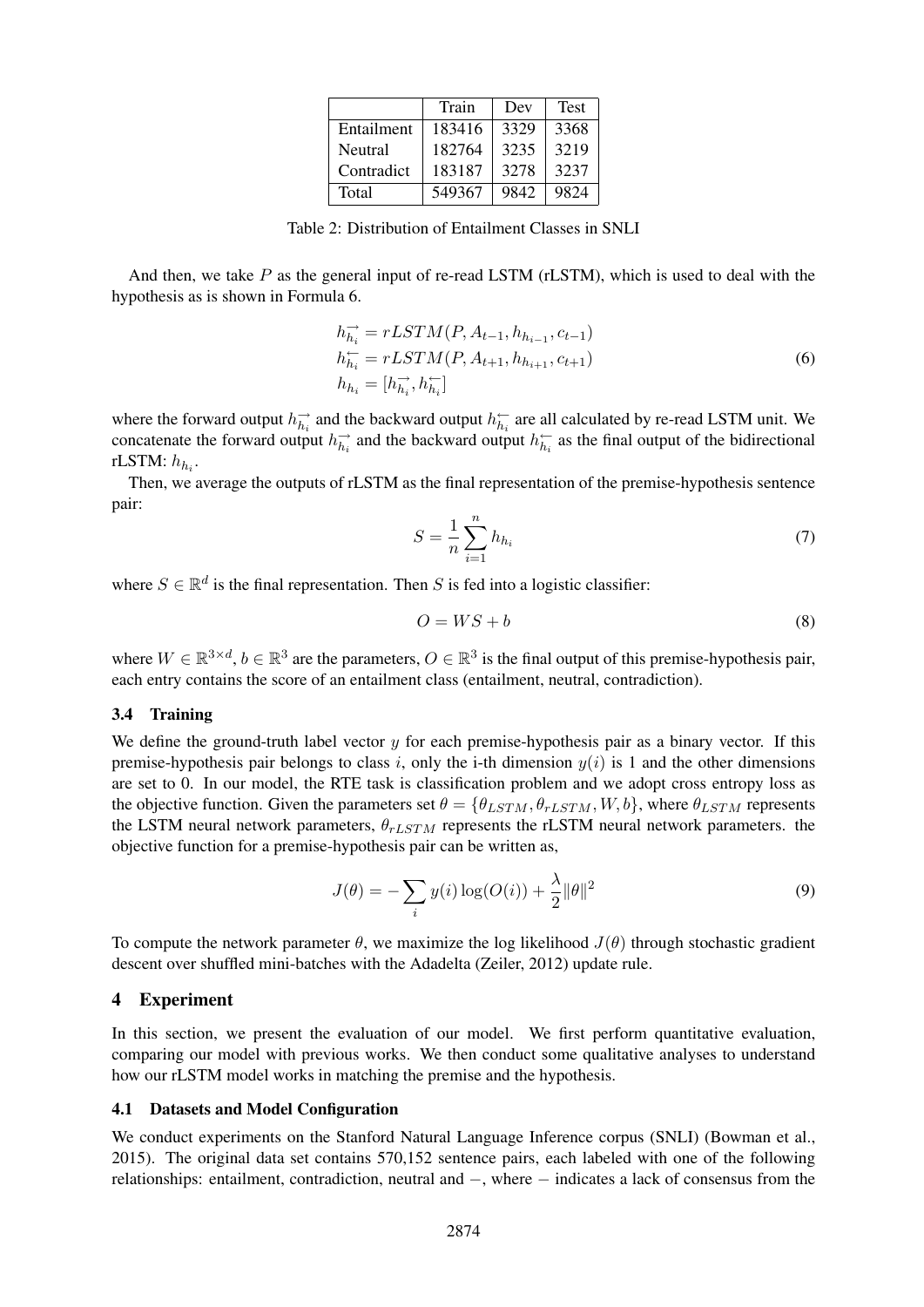| | Train | Dev | Test |
|---|---|---|---|
| Entailment | 183416 | 3329 | 3368 |
| Neutral | 182764 | 3235 | 3219 |
| Contradict | 183187 | 3278 | 3237 |
| Total | 549367 | 9842 | 9824 |

Table 2: Distribution of Entailment Classes in SNLI

And then, we take $P$ as the general input of re-read LSTM (rLSTM), which is used to deal with the hypothesis as is shown in Formula 6.

$$
\begin{aligned}
h_{h_i}^{\rightarrow} &= rLSTM(P, A_{t-1}, h_{h_{i-1}}, c_{t-1}) \\
h_{h_i}^{\leftarrow} &= rLSTM(P, A_{t+1}, h_{h_{i+1}}, c_{t+1}) \\
h_{h_i} &= [h_{h_i}^{\rightarrow}, h_{h_i}^{\leftarrow}]
\end{aligned}
\tag{6}
$$

where the forward output $h_{h_i}^{\rightarrow}$ and the backward output $h_{h_i}^{\leftarrow}$ are all calculated by re-read LSTM unit. We concatenate the forward output $h_{h_i}^{\rightarrow}$ and the backward output $h_{h_i}^{\leftarrow}$ as the final output of the bidirectional rLSTM: $h_{h_i}$.

Then, we average the outputs of rLSTM as the final representation of the premise-hypothesis sentence pair:

$$
S = \frac{1}{n}\sum_{i=1}^{n} h_{h_i} \tag{7}
$$

where $S \in \mathbb{R}^d$ is the final representation. Then $S$ is fed into a logistic classifier:

$$
O = WS + b \tag{8}
$$

where $W \in \mathbb{R}^{3\times d}$, $b \in \mathbb{R}^3$ are the parameters, $O \in \mathbb{R}^3$ is the final output of this premise-hypothesis pair, each entry contains the score of an entailment class (entailment, neutral, contradiction).

### 3.4 Training

We define the ground-truth label vector $y$ for each premise-hypothesis pair as a binary vector. If this premise-hypothesis pair belongs to class $i$, only the i-th dimension $y(i)$ is 1 and the other dimensions are set to 0. In our model, the RTE task is classification problem and we adopt cross entropy loss as the objective function. Given the parameters set $\theta = \{\theta_{LSTM}, \theta_{rLSTM}, W, b\}$, where $\theta_{LSTM}$ represents the LSTM neural network parameters, $\theta_{rLSTM}$ represents the rLSTM neural network parameters. the objective function for a premise-hypothesis pair can be written as,

$$
J(\theta) = -\sum_i y(i)\log(O(i)) + \frac{\lambda}{2}\|\theta\|^2 \tag{9}
$$

To compute the network parameter $\theta$, we maximize the log likelihood $J(\theta)$ through stochastic gradient descent over shuffled mini-batches with the Adadelta (Zeiler, 2012) update rule.

## 4 Experiment

In this section, we present the evaluation of our model. We first perform quantitative evaluation, comparing our model with previous works. We then conduct some qualitative analyses to understand how our rLSTM model works in matching the premise and the hypothesis.

### 4.1 Datasets and Model Configuration

We conduct experiments on the Stanford Natural Language Inference corpus (SNLI) (Bowman et al., 2015). The original data set contains 570,152 sentence pairs, each labeled with one of the following relationships: entailment, contradiction, neutral and $-$, where $-$ indicates a lack of consensus from the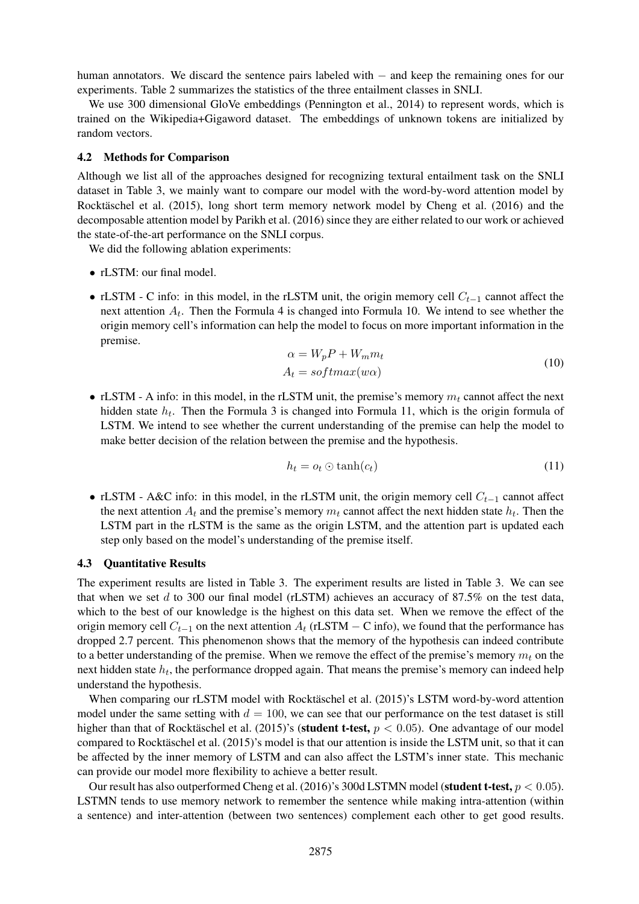human annotators. We discard the sentence pairs labeled with $-$ and keep the remaining ones for our experiments. Table 2 summarizes the statistics of the three entailment classes in SNLI.

We use 300 dimensional GloVe embeddings (Pennington et al., 2014) to represent words, which is trained on the Wikipedia+Gigaword dataset. The embeddings of unknown tokens are initialized by random vectors.

### 4.2 Methods for Comparison

Although we list all of the approaches designed for recognizing textural entailment task on the SNLI dataset in Table 3, we mainly want to compare our model with the word-by-word attention model by Rocktäschel et al. (2015), long short term memory network model by Cheng et al. (2016) and the decomposable attention model by Parikh et al. (2016) since they are either related to our work or achieved the state-of-the-art performance on the SNLI corpus.

We did the following ablation experiments:

- rLSTM: our final model.
- rLSTM - C info: in this model, in the rLSTM unit, the origin memory cell $C_{t-1}$ cannot affect the next attention $A_t$. Then the Formula 4 is changed into Formula 10. We intend to see whether the origin memory cell's information can help the model to focus on more important information in the premise.

$$\begin{aligned} \alpha &= W_p P + W_m m_t \\ A_t &= softmax(w\alpha) \end{aligned} \tag{10}$$

- rLSTM - A info: in this model, in the rLSTM unit, the premise's memory $m_t$ cannot affect the next hidden state $h_t$. Then the Formula 3 is changed into Formula 11, which is the origin formula of LSTM. We intend to see whether the current understanding of the premise can help the model to make better decision of the relation between the premise and the hypothesis.

$$h_t = o_t \odot \tanh(c_t) \tag{11}$$

- rLSTM - A&C info: in this model, in the rLSTM unit, the origin memory cell $C_{t-1}$ cannot affect the next attention $A_t$ and the premise's memory $m_t$ cannot affect the next hidden state $h_t$. Then the LSTM part in the rLSTM is the same as the origin LSTM, and the attention part is updated each step only based on the model's understanding of the premise itself.

### 4.3 Quantitative Results

The experiment results are listed in Table 3. The experiment results are listed in Table 3. We can see that when we set $d$ to 300 our final model (rLSTM) achieves an accuracy of 87.5% on the test data, which to the best of our knowledge is the highest on this data set. When we remove the effect of the origin memory cell $C_{t-1}$ on the next attention $A_t$ (rLSTM $-$ C info), we found that the performance has dropped 2.7 percent. This phenomenon shows that the memory of the hypothesis can indeed contribute to a better understanding of the premise. When we remove the effect of the premise's memory $m_t$ on the next hidden state $h_t$, the performance dropped again. That means the premise's memory can indeed help understand the hypothesis.

When comparing our rLSTM model with Rocktäschel et al. (2015)'s LSTM word-by-word attention model under the same setting with $d = 100$, we can see that our performance on the test dataset is still higher than that of Rocktäschel et al. (2015)'s (**student t-test,** $p < 0.05$). One advantage of our model compared to Rocktäschel et al. (2015)'s model is that our attention is inside the LSTM unit, so that it can be affected by the inner memory of LSTM and can also affect the LSTM's inner state. This mechanic can provide our model more flexibility to achieve a better result.

Our result has also outperformed Cheng et al. (2016)'s 300d LSTMN model (**student t-test,** $p < 0.05$). LSTMN tends to use memory network to remember the sentence while making intra-attention (within a sentence) and inter-attention (between two sentences) complement each other to get good results.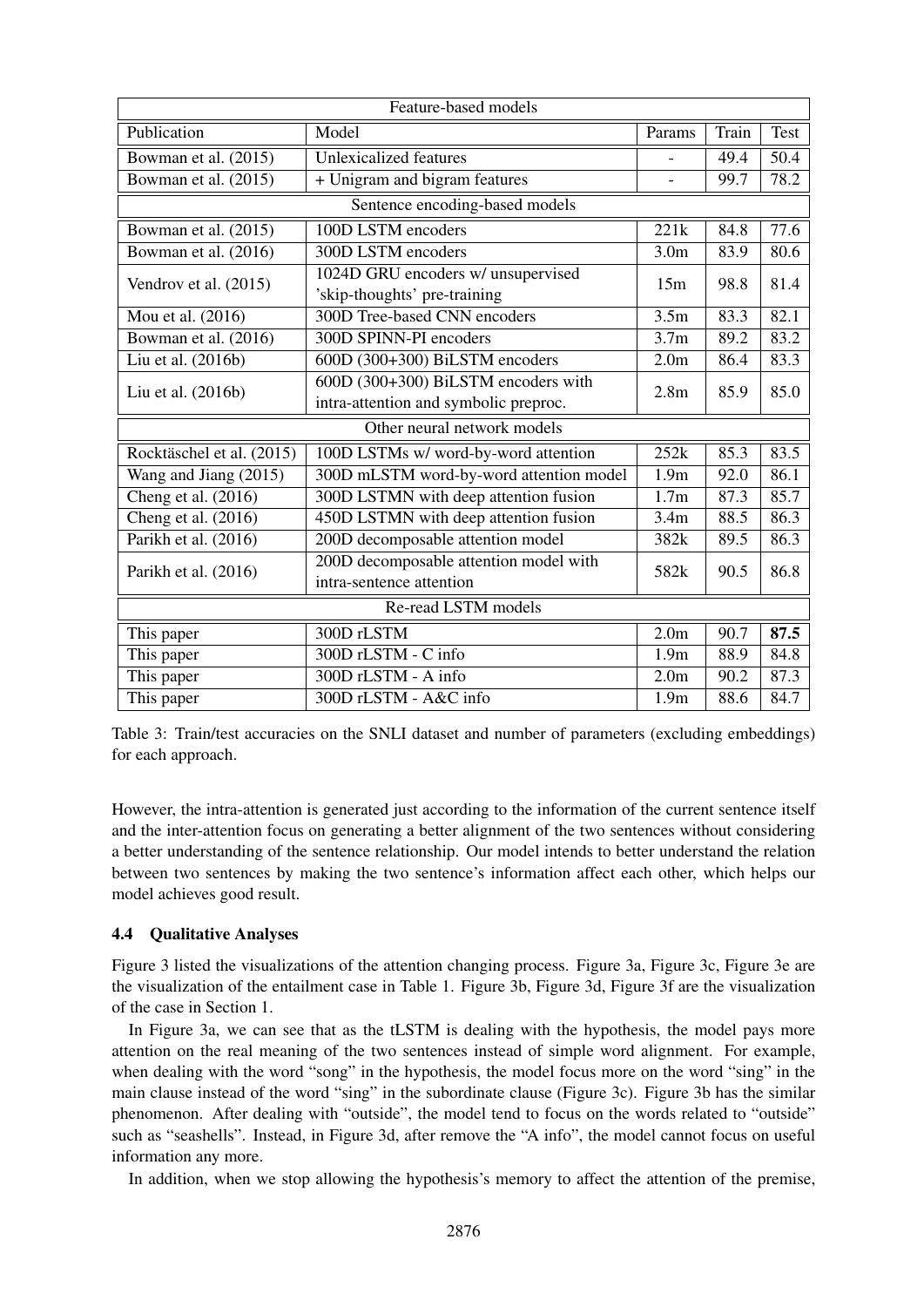| Publication | Model | Params | Train | Test |
|---|---|---|---|---|
| Feature-based models | | | | |
| Bowman et al. (2015) | Unlexicalized features | - | 49.4 | 50.4 |
| Bowman et al. (2015) | + Unigram and bigram features | - | 99.7 | 78.2 |
| Sentence encoding-based models | | | | |
| Bowman et al. (2015) | 100D LSTM encoders | 221k | 84.8 | 77.6 |
| Bowman et al. (2016) | 300D LSTM encoders | 3.0m | 83.9 | 80.6 |
| Vendrov et al. (2015) | 1024D GRU encoders w/ unsupervised 'skip-thoughts' pre-training | 15m | 98.8 | 81.4 |
| Mou et al. (2016) | 300D Tree-based CNN encoders | 3.5m | 83.3 | 82.1 |
| Bowman et al. (2016) | 300D SPINN-PI encoders | 3.7m | 89.2 | 83.2 |
| Liu et al. (2016b) | 600D (300+300) BiLSTM encoders | 2.0m | 86.4 | 83.3 |
| Liu et al. (2016b) | 600D (300+300) BiLSTM encoders with intra-attention and symbolic preproc. | 2.8m | 85.9 | 85.0 |
| Other neural network models | | | | |
| Rocktäschel et al. (2015) | 100D LSTMs w/ word-by-word attention | 252k | 85.3 | 83.5 |
| Wang and Jiang (2015) | 300D mLSTM word-by-word attention model | 1.9m | 92.0 | 86.1 |
| Cheng et al. (2016) | 300D LSTMN with deep attention fusion | 1.7m | 87.3 | 85.7 |
| Cheng et al. (2016) | 450D LSTMN with deep attention fusion | 3.4m | 88.5 | 86.3 |
| Parikh et al. (2016) | 200D decomposable attention model | 382k | 89.5 | 86.3 |
| Parikh et al. (2016) | 200D decomposable attention model with intra-sentence attention | 582k | 90.5 | 86.8 |
| Re-read LSTM models | | | | |
| This paper | 300D rLSTM | 2.0m | 90.7 | **87.5** |
| This paper | 300D rLSTM - C info | 1.9m | 88.9 | 84.8 |
| This paper | 300D rLSTM - A info | 2.0m | 90.2 | 87.3 |
| This paper | 300D rLSTM - A&C info | 1.9m | 88.6 | 84.7 |

Table 3: Train/test accuracies on the SNLI dataset and number of parameters (excluding embeddings) for each approach.

However, the intra-attention is generated just according to the information of the current sentence itself and the inter-attention focus on generating a better alignment of the two sentences without considering a better understanding of the sentence relationship. Our model intends to better understand the relation between two sentences by making the two sentence's information affect each other, which helps our model achieves good result.

### 4.4 Qualitative Analyses

Figure 3 listed the visualizations of the attention changing process. Figure 3a, Figure 3c, Figure 3e are the visualization of the entailment case in Table 1. Figure 3b, Figure 3d, Figure 3f are the visualization of the case in Section 1.

In Figure 3a, we can see that as the tLSTM is dealing with the hypothesis, the model pays more attention on the real meaning of the two sentences instead of simple word alignment. For example, when dealing with the word "song" in the hypothesis, the model focus more on the word "sing" in the main clause instead of the word "sing" in the subordinate clause (Figure 3c). Figure 3b has the similar phenomenon. After dealing with "outside", the model tend to focus on the words related to "outside" such as "seashells". Instead, in Figure 3d, after remove the "A info", the model cannot focus on useful information any more.

In addition, when we stop allowing the hypothesis's memory to affect the attention of the premise,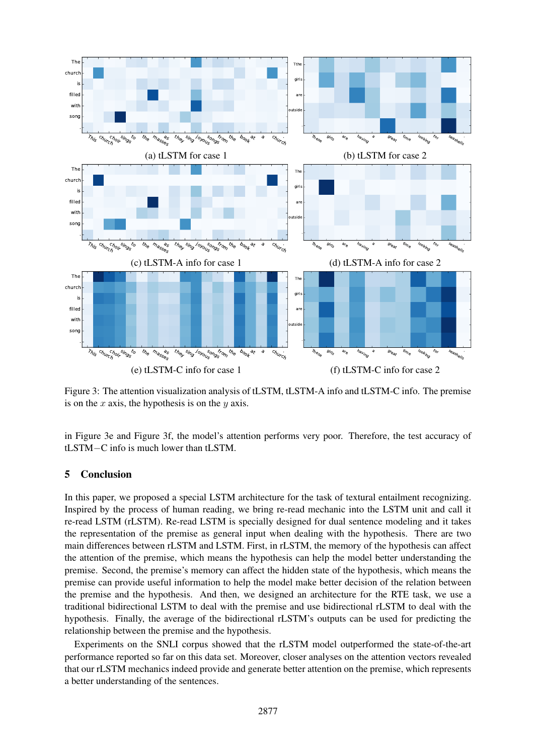(a) tLSTM for case 1

(b) tLSTM for case 2

(c) tLSTM-A info for case 1

(d) tLSTM-A info for case 2

(e) tLSTM-C info for case 1

(f) tLSTM-C info for case 2

Figure 3: The attention visualization analysis of tLSTM, tLSTM-A info and tLSTM-C info. The premise is on the $x$ axis, the hypothesis is on the $y$ axis.

in Figure 3e and Figure 3f, the model's attention performs very poor. Therefore, the test accuracy of tLSTM−C info is much lower than tLSTM.

## 5 Conclusion

In this paper, we proposed a special LSTM architecture for the task of textural entailment recognizing. Inspired by the process of human reading, we bring re-read mechanic into the LSTM unit and call it re-read LSTM (rLSTM). Re-read LSTM is specially designed for dual sentence modeling and it takes the representation of the premise as general input when dealing with the hypothesis. There are two main differences between rLSTM and LSTM. First, in rLSTM, the memory of the hypothesis can affect the attention of the premise, which means the hypothesis can help the model better understanding the premise. Second, the premise's memory can affect the hidden state of the hypothesis, which means the premise can provide useful information to help the model make better decision of the relation between the premise and the hypothesis. And then, we designed an architecture for the RTE task, we use a traditional bidirectional LSTM to deal with the premise and use bidirectional rLSTM to deal with the hypothesis. Finally, the average of the bidirectional rLSTM's outputs can be used for predicting the relationship between the premise and the hypothesis.

Experiments on the SNLI corpus showed that the rLSTM model outperformed the state-of-the-art performance reported so far on this data set. Moreover, closer analyses on the attention vectors revealed that our rLSTM mechanics indeed provide and generate better attention on the premise, which represents a better understanding of the sentences.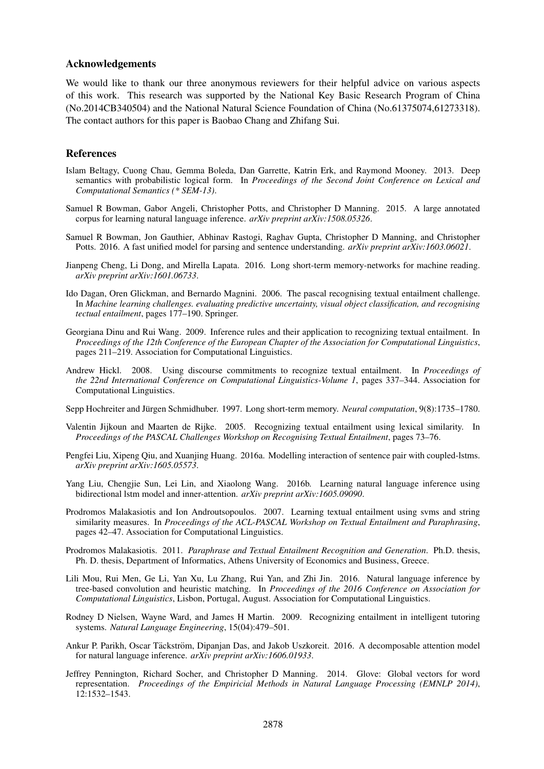## Acknowledgements

We would like to thank our three anonymous reviewers for their helpful advice on various aspects of this work. This research was supported by the National Key Basic Research Program of China (No.2014CB340504) and the National Natural Science Foundation of China (No.61375074,61273318). The contact authors for this paper is Baobao Chang and Zhifang Sui.

## References

Islam Beltagy, Cuong Chau, Gemma Boleda, Dan Garrette, Katrin Erk, and Raymond Mooney. 2013. Deep semantics with probabilistic logical form. In *Proceedings of the Second Joint Conference on Lexical and Computational Semantics (* SEM-13)*.

Samuel R Bowman, Gabor Angeli, Christopher Potts, and Christopher D Manning. 2015. A large annotated corpus for learning natural language inference. *arXiv preprint arXiv:1508.05326*.

Samuel R Bowman, Jon Gauthier, Abhinav Rastogi, Raghav Gupta, Christopher D Manning, and Christopher Potts. 2016. A fast unified model for parsing and sentence understanding. *arXiv preprint arXiv:1603.06021*.

Jianpeng Cheng, Li Dong, and Mirella Lapata. 2016. Long short-term memory-networks for machine reading. *arXiv preprint arXiv:1601.06733*.

Ido Dagan, Oren Glickman, and Bernardo Magnini. 2006. The pascal recognising textual entailment challenge. In *Machine learning challenges. evaluating predictive uncertainty, visual object classification, and recognising tectual entailment*, pages 177–190. Springer.

Georgiana Dinu and Rui Wang. 2009. Inference rules and their application to recognizing textual entailment. In *Proceedings of the 12th Conference of the European Chapter of the Association for Computational Linguistics*, pages 211–219. Association for Computational Linguistics.

Andrew Hickl. 2008. Using discourse commitments to recognize textual entailment. In *Proceedings of the 22nd International Conference on Computational Linguistics-Volume 1*, pages 337–344. Association for Computational Linguistics.

Sepp Hochreiter and Jürgen Schmidhuber. 1997. Long short-term memory. *Neural computation*, 9(8):1735–1780.

Valentin Jijkoun and Maarten de Rijke. 2005. Recognizing textual entailment using lexical similarity. In *Proceedings of the PASCAL Challenges Workshop on Recognising Textual Entailment*, pages 73–76.

Pengfei Liu, Xipeng Qiu, and Xuanjing Huang. 2016a. Modelling interaction of sentence pair with coupled-lstms. *arXiv preprint arXiv:1605.05573*.

Yang Liu, Chengjie Sun, Lei Lin, and Xiaolong Wang. 2016b. Learning natural language inference using bidirectional lstm model and inner-attention. *arXiv preprint arXiv:1605.09090*.

Prodromos Malakasiotis and Ion Androutsopoulos. 2007. Learning textual entailment using svms and string similarity measures. In *Proceedings of the ACL-PASCAL Workshop on Textual Entailment and Paraphrasing*, pages 42–47. Association for Computational Linguistics.

Prodromos Malakasiotis. 2011. *Paraphrase and Textual Entailment Recognition and Generation*. Ph.D. thesis, Ph. D. thesis, Department of Informatics, Athens University of Economics and Business, Greece.

Lili Mou, Rui Men, Ge Li, Yan Xu, Lu Zhang, Rui Yan, and Zhi Jin. 2016. Natural language inference by tree-based convolution and heuristic matching. In *Proceedings of the 2016 Conference on Association for Computational Linguistics*, Lisbon, Portugal, August. Association for Computational Linguistics.

Rodney D Nielsen, Wayne Ward, and James H Martin. 2009. Recognizing entailment in intelligent tutoring systems. *Natural Language Engineering*, 15(04):479–501.

Ankur P. Parikh, Oscar Täckström, Dipanjan Das, and Jakob Uszkoreit. 2016. A decomposable attention model for natural language inference. *arXiv preprint arXiv:1606.01933*.

Jeffrey Pennington, Richard Socher, and Christopher D Manning. 2014. Glove: Global vectors for word representation. *Proceedings of the Empiricial Methods in Natural Language Processing (EMNLP 2014)*, 12:1532–1543.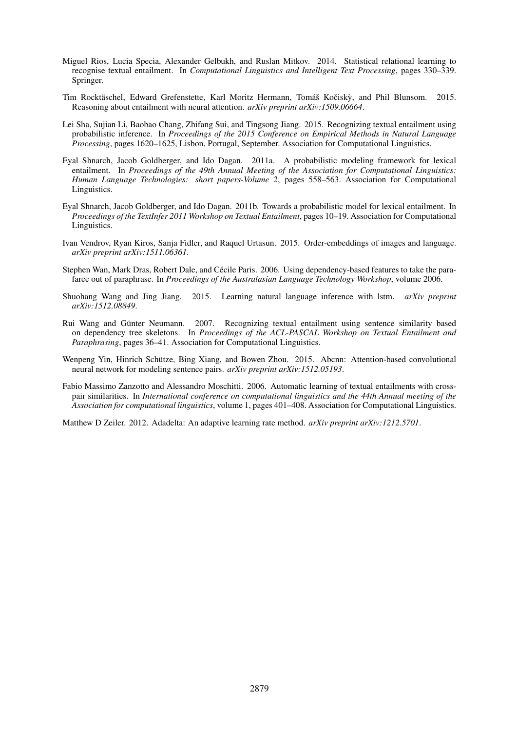Miguel Rios, Lucia Specia, Alexander Gelbukh, and Ruslan Mitkov. 2014. Statistical relational learning to recognise textual entailment. In *Computational Linguistics and Intelligent Text Processing*, pages 330–339. Springer.

Tim Rocktäschel, Edward Grefenstette, Karl Moritz Hermann, Tomáš Kočiskỳ, and Phil Blunsom. 2015. Reasoning about entailment with neural attention. *arXiv preprint arXiv:1509.06664*.

Lei Sha, Sujian Li, Baobao Chang, Zhifang Sui, and Tingsong Jiang. 2015. Recognizing textual entailment using probabilistic inference. In *Proceedings of the 2015 Conference on Empirical Methods in Natural Language Processing*, pages 1620–1625, Lisbon, Portugal, September. Association for Computational Linguistics.

Eyal Shnarch, Jacob Goldberger, and Ido Dagan. 2011a. A probabilistic modeling framework for lexical entailment. In *Proceedings of the 49th Annual Meeting of the Association for Computational Linguistics: Human Language Technologies: short papers-Volume 2*, pages 558–563. Association for Computational Linguistics.

Eyal Shnarch, Jacob Goldberger, and Ido Dagan. 2011b. Towards a probabilistic model for lexical entailment. In *Proceedings of the TextInfer 2011 Workshop on Textual Entailment*, pages 10–19. Association for Computational Linguistics.

Ivan Vendrov, Ryan Kiros, Sanja Fidler, and Raquel Urtasun. 2015. Order-embeddings of images and language. *arXiv preprint arXiv:1511.06361*.

Stephen Wan, Mark Dras, Robert Dale, and Cécile Paris. 2006. Using dependency-based features to take the para-farce out of paraphrase. In *Proceedings of the Australasian Language Technology Workshop*, volume 2006.

Shuohang Wang and Jing Jiang. 2015. Learning natural language inference with lstm. *arXiv preprint arXiv:1512.08849*.

Rui Wang and Günter Neumann. 2007. Recognizing textual entailment using sentence similarity based on dependency tree skeletons. In *Proceedings of the ACL-PASCAL Workshop on Textual Entailment and Paraphrasing*, pages 36–41. Association for Computational Linguistics.

Wenpeng Yin, Hinrich Schütze, Bing Xiang, and Bowen Zhou. 2015. Abcnn: Attention-based convolutional neural network for modeling sentence pairs. *arXiv preprint arXiv:1512.05193*.

Fabio Massimo Zanzotto and Alessandro Moschitti. 2006. Automatic learning of textual entailments with cross-pair similarities. In *International conference on computational linguistics and the 44th Annual meeting of the Association for computational linguistics*, volume 1, pages 401–408. Association for Computational Linguistics.

Matthew D Zeiler. 2012. Adadelta: An adaptive learning rate method. *arXiv preprint arXiv:1212.5701*.